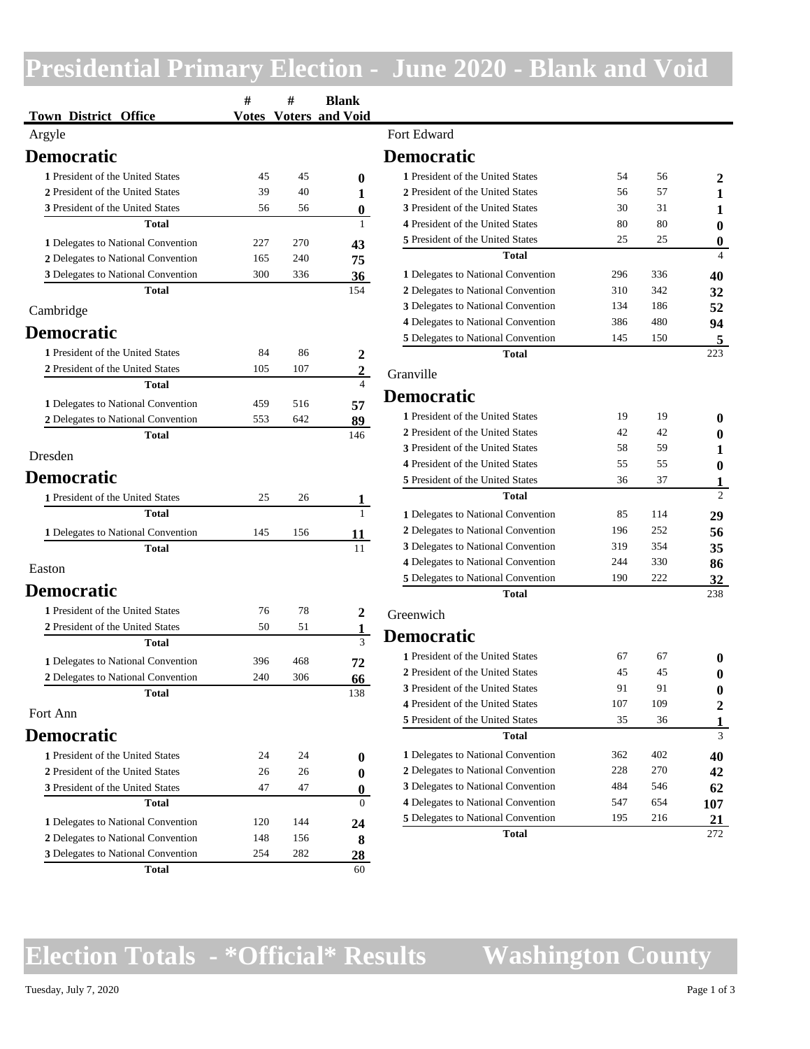# Presidential Primary Election - June 2020 - Blank and Void

## Argyle

### Democratic

| Town District Office | # Votes | # Voters | Blank and Void |
|---|---|---|---|
| 1 President of the United States | 45 | 45 | 0 |
| 2 President of the United States | 39 | 40 | 1 |
| 3 President of the United States | 56 | 56 | 0 |
| Total | | | 1 |
| 1 Delegates to National Convention | 227 | 270 | 43 |
| 2 Delegates to National Convention | 165 | 240 | 75 |
| 3 Delegates to National Convention | 300 | 336 | 36 |
| Total | | | 154 |

## Cambridge

### Democratic

| Town District Office | # Votes | # Voters | Blank and Void |
|---|---|---|---|
| 1 President of the United States | 84 | 86 | 2 |
| 2 President of the United States | 105 | 107 | 2 |
| Total | | | 4 |
| 1 Delegates to National Convention | 459 | 516 | 57 |
| 2 Delegates to National Convention | 553 | 642 | 89 |
| Total | | | 146 |

## Dresden

### Democratic

| Town District Office | # Votes | # Voters | Blank and Void |
|---|---|---|---|
| 1 President of the United States | 25 | 26 | 1 |
| Total | | | 1 |
| 1 Delegates to National Convention | 145 | 156 | 11 |
| Total | | | 11 |

## Easton

### Democratic

| Town District Office | # Votes | # Voters | Blank and Void |
|---|---|---|---|
| 1 President of the United States | 76 | 78 | 2 |
| 2 President of the United States | 50 | 51 | 1 |
| Total | | | 3 |
| 1 Delegates to National Convention | 396 | 468 | 72 |
| 2 Delegates to National Convention | 240 | 306 | 66 |
| Total | | | 138 |

## Fort Ann

### Democratic

| Town District Office | # Votes | # Voters | Blank and Void |
|---|---|---|---|
| 1 President of the United States | 24 | 24 | 0 |
| 2 President of the United States | 26 | 26 | 0 |
| 3 President of the United States | 47 | 47 | 0 |
| Total | | | 0 |
| 1 Delegates to National Convention | 120 | 144 | 24 |
| 2 Delegates to National Convention | 148 | 156 | 8 |
| 3 Delegates to National Convention | 254 | 282 | 28 |
| Total | | | 60 |

## Fort Edward

### Democratic

| Town District Office | # Votes | # Voters | Blank and Void |
|---|---|---|---|
| 1 President of the United States | 54 | 56 | 2 |
| 2 President of the United States | 56 | 57 | 1 |
| 3 President of the United States | 30 | 31 | 1 |
| 4 President of the United States | 80 | 80 | 0 |
| 5 President of the United States | 25 | 25 | 0 |
| Total | | | 4 |
| 1 Delegates to National Convention | 296 | 336 | 40 |
| 2 Delegates to National Convention | 310 | 342 | 32 |
| 3 Delegates to National Convention | 134 | 186 | 52 |
| 4 Delegates to National Convention | 386 | 480 | 94 |
| 5 Delegates to National Convention | 145 | 150 | 5 |
| Total | | | 223 |

## Granville

### Democratic

| Town District Office | # Votes | # Voters | Blank and Void |
|---|---|---|---|
| 1 President of the United States | 19 | 19 | 0 |
| 2 President of the United States | 42 | 42 | 0 |
| 3 President of the United States | 58 | 59 | 1 |
| 4 President of the United States | 55 | 55 | 0 |
| 5 President of the United States | 36 | 37 | 1 |
| Total | | | 2 |
| 1 Delegates to National Convention | 85 | 114 | 29 |
| 2 Delegates to National Convention | 196 | 252 | 56 |
| 3 Delegates to National Convention | 319 | 354 | 35 |
| 4 Delegates to National Convention | 244 | 330 | 86 |
| 5 Delegates to National Convention | 190 | 222 | 32 |
| Total | | | 238 |

## Greenwich

### Democratic

| Town District Office | # Votes | # Voters | Blank and Void |
|---|---|---|---|
| 1 President of the United States | 67 | 67 | 0 |
| 2 President of the United States | 45 | 45 | 0 |
| 3 President of the United States | 91 | 91 | 0 |
| 4 President of the United States | 107 | 109 | 2 |
| 5 President of the United States | 35 | 36 | 1 |
| Total | | | 3 |
| 1 Delegates to National Convention | 362 | 402 | 40 |
| 2 Delegates to National Convention | 228 | 270 | 42 |
| 3 Delegates to National Convention | 484 | 546 | 62 |
| 4 Delegates to National Convention | 547 | 654 | 107 |
| 5 Delegates to National Convention | 195 | 216 | 21 |
| Total | | | 272 |

# Election Totals - *Official* Results    Washington County

Tuesday, July 7, 2020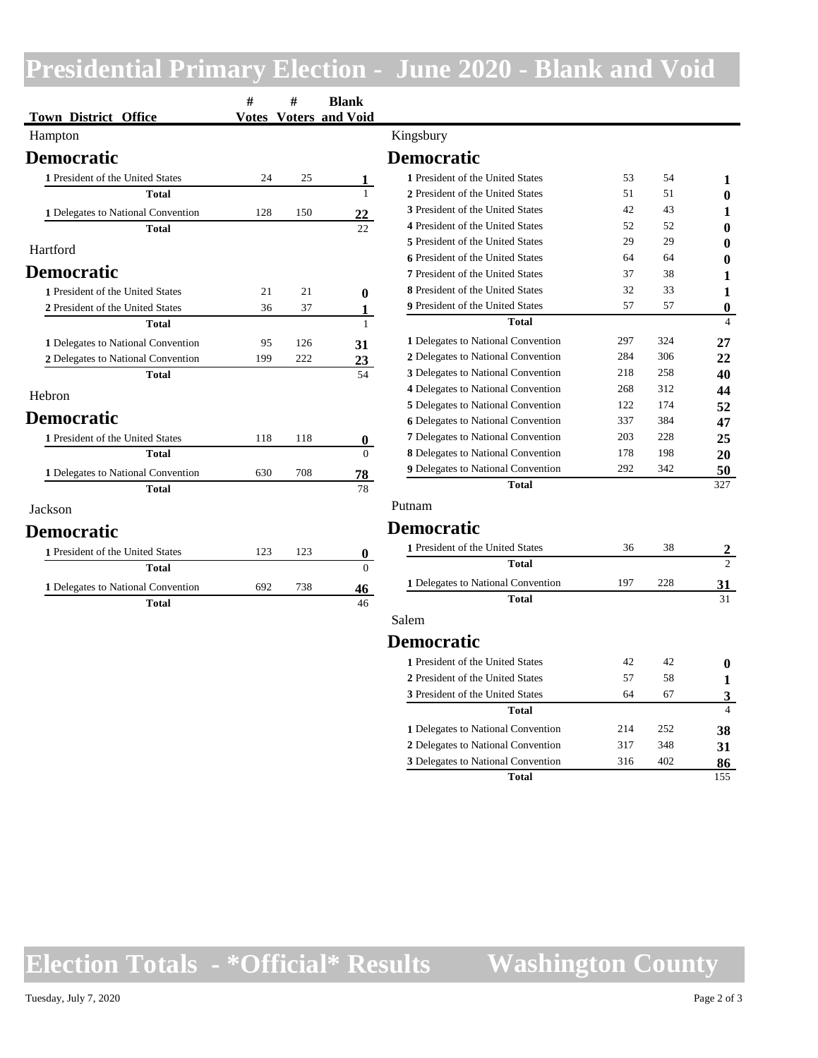# Presidential Primary Election - June 2020 - Blank and Void

| Town District Office | # Votes | # Voters | Blank and Void |
|---|---|---|---|
| **Hampton** | | | |
| **Democratic** | | | |
| **1** President of the United States | 24 | 25 | **1** |
| **Total** | | | 1 |
| **1** Delegates to National Convention | 128 | 150 | **22** |
| **Total** | | | 22 |
| **Hartford** | | | |
| **Democratic** | | | |
| **1** President of the United States | 21 | 21 | **0** |
| **2** President of the United States | 36 | 37 | **1** |
| **Total** | | | 1 |
| **1** Delegates to National Convention | 95 | 126 | **31** |
| **2** Delegates to National Convention | 199 | 222 | **23** |
| **Total** | | | 54 |
| **Hebron** | | | |
| **Democratic** | | | |
| **1** President of the United States | 118 | 118 | **0** |
| **Total** | | | 0 |
| **1** Delegates to National Convention | 630 | 708 | **78** |
| **Total** | | | 78 |
| **Jackson** | | | |
| **Democratic** | | | |
| **1** President of the United States | 123 | 123 | **0** |
| **Total** | | | 0 |
| **1** Delegates to National Convention | 692 | 738 | **46** |
| **Total** | | | 46 |
| **Kingsbury** | | | |
| **Democratic** | | | |
| **1** President of the United States | 53 | 54 | **1** |
| **2** President of the United States | 51 | 51 | **0** |
| **3** President of the United States | 42 | 43 | **1** |
| **4** President of the United States | 52 | 52 | **0** |
| **5** President of the United States | 29 | 29 | **0** |
| **6** President of the United States | 64 | 64 | **0** |
| **7** President of the United States | 37 | 38 | **1** |
| **8** President of the United States | 32 | 33 | **1** |
| **9** President of the United States | 57 | 57 | **0** |
| **Total** | | | 4 |
| **1** Delegates to National Convention | 297 | 324 | **27** |
| **2** Delegates to National Convention | 284 | 306 | **22** |
| **3** Delegates to National Convention | 218 | 258 | **40** |
| **4** Delegates to National Convention | 268 | 312 | **44** |
| **5** Delegates to National Convention | 122 | 174 | **52** |
| **6** Delegates to National Convention | 337 | 384 | **47** |
| **7** Delegates to National Convention | 203 | 228 | **25** |
| **8** Delegates to National Convention | 178 | 198 | **20** |
| **9** Delegates to National Convention | 292 | 342 | **50** |
| **Total** | | | 327 |
| **Putnam** | | | |
| **Democratic** | | | |
| **1** President of the United States | 36 | 38 | **2** |
| **Total** | | | 2 |
| **1** Delegates to National Convention | 197 | 228 | **31** |
| **Total** | | | 31 |
| **Salem** | | | |
| **Democratic** | | | |
| **1** President of the United States | 42 | 42 | **0** |
| **2** President of the United States | 57 | 58 | **1** |
| **3** President of the United States | 64 | 67 | **3** |
| **Total** | | | 4 |
| **1** Delegates to National Convention | 214 | 252 | **38** |
| **2** Delegates to National Convention | 317 | 348 | **31** |
| **3** Delegates to National Convention | 316 | 402 | **86** |
| **Total** | | | 155 |

**Election Totals - \*Official\* Results — Washington County**

Tuesday, July 7, 2020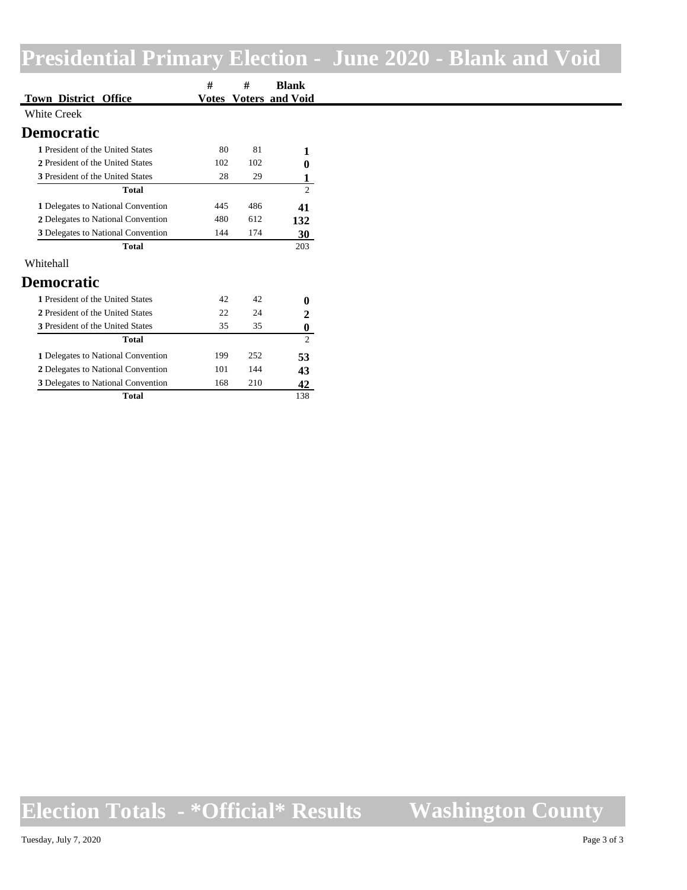# Presidential Primary Election - June 2020 - Blank and Void

| Town District Office | # Votes | # Voters | Blank and Void |
|---|---|---|---|
| White Creek | | | |
| **Democratic** | | | |
| **1** President of the United States | 80 | 81 | **1** |
| **2** President of the United States | 102 | 102 | **0** |
| **3** President of the United States | 28 | 29 | **1** |
| **Total** | | | 2 |
| **1** Delegates to National Convention | 445 | 486 | **41** |
| **2** Delegates to National Convention | 480 | 612 | **132** |
| **3** Delegates to National Convention | 144 | 174 | **30** |
| **Total** | | | 203 |
| Whitehall | | | |
| **Democratic** | | | |
| **1** President of the United States | 42 | 42 | **0** |
| **2** President of the United States | 22 | 24 | **2** |
| **3** President of the United States | 35 | 35 | **0** |
| **Total** | | | 2 |
| **1** Delegates to National Convention | 199 | 252 | **53** |
| **2** Delegates to National Convention | 101 | 144 | **43** |
| **3** Delegates to National Convention | 168 | 210 | **42** |
| **Total** | | | 138 |

**Election Totals - \*Official\* Results** | **Washington County**

Tuesday, July 7, 2020